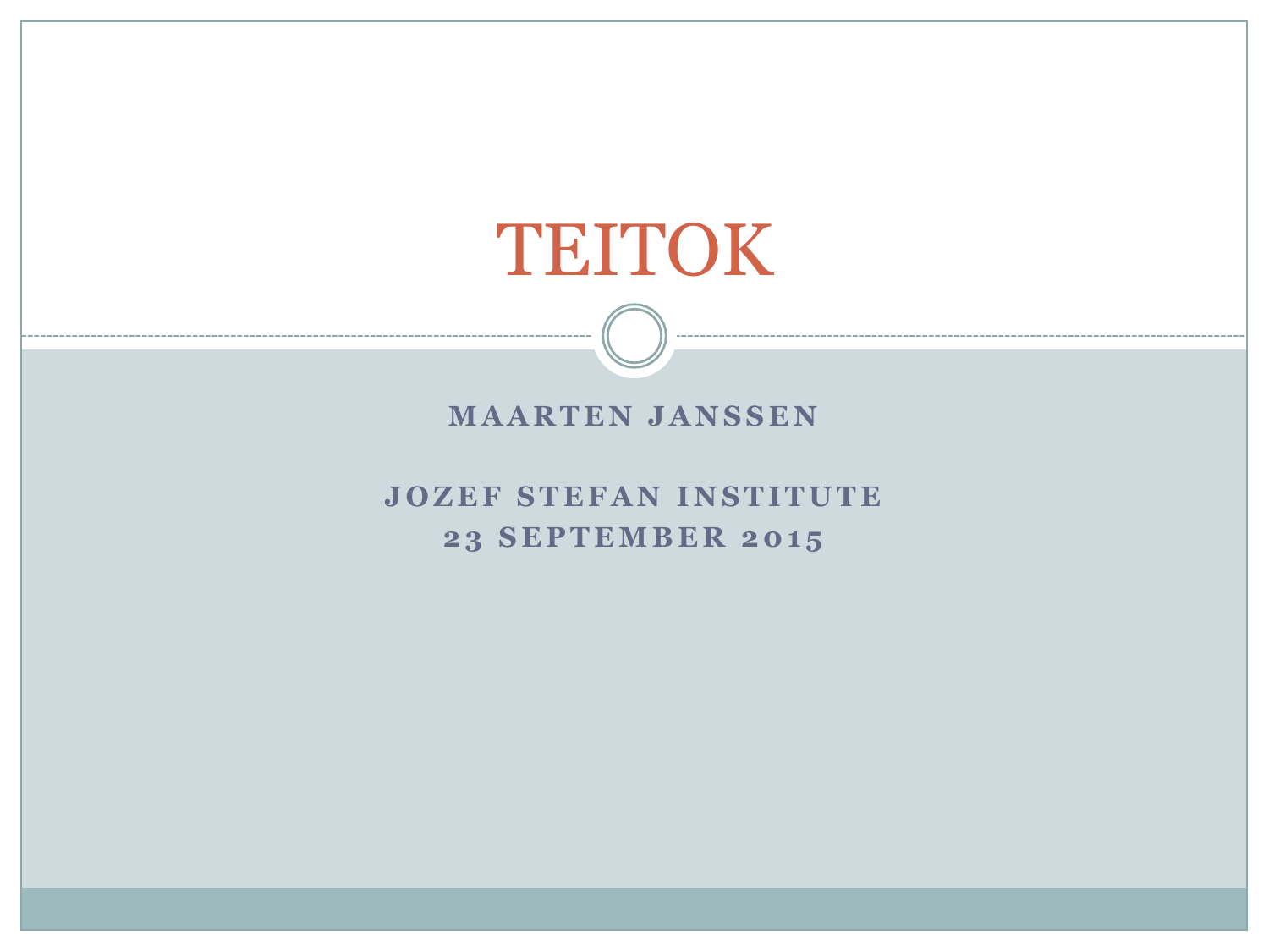# TEITOK

**MAARTEN JANSSEN**

**JOZEF STEFAN INSTITUTE**
**23 SEPTEMBER 2015**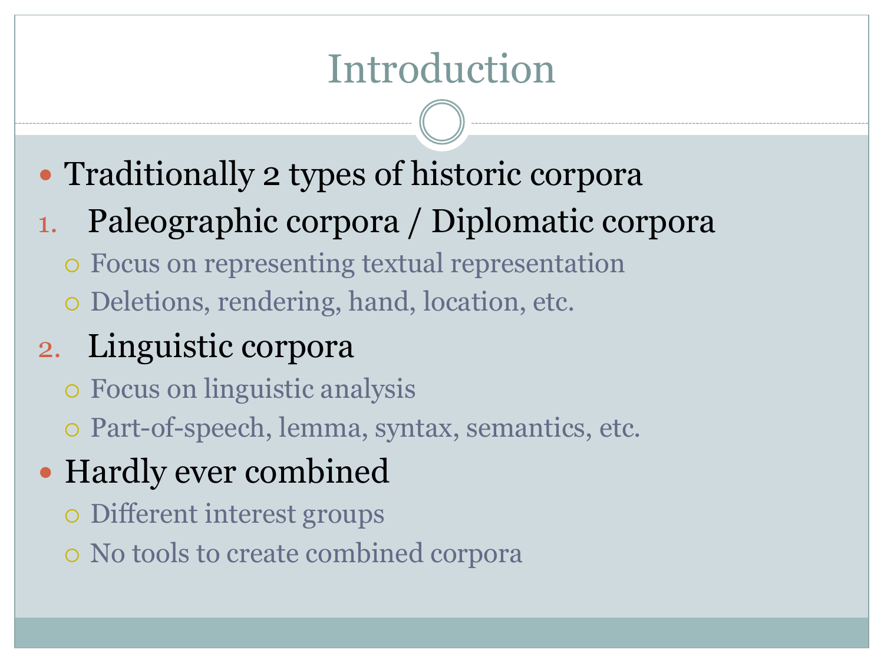# Introduction

- Traditionally 2 types of historic corpora

1. Paleographic corpora / Diplomatic corpora
   - Focus on representing textual representation
   - Deletions, rendering, hand, location, etc.
2. Linguistic corpora
   - Focus on linguistic analysis
   - Part-of-speech, lemma, syntax, semantics, etc.

- Hardly ever combined
  - Different interest groups
  - No tools to create combined corpora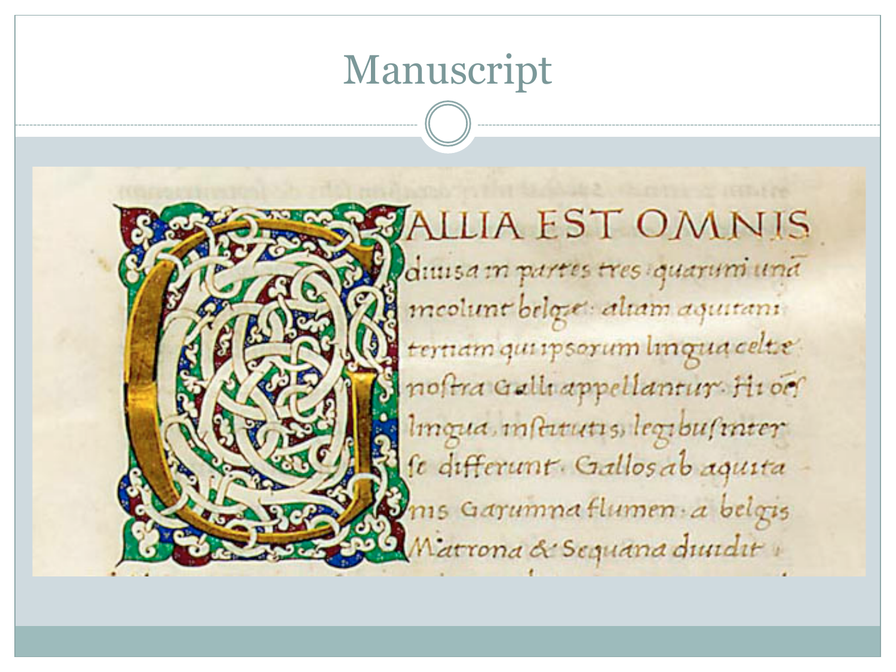# Manuscript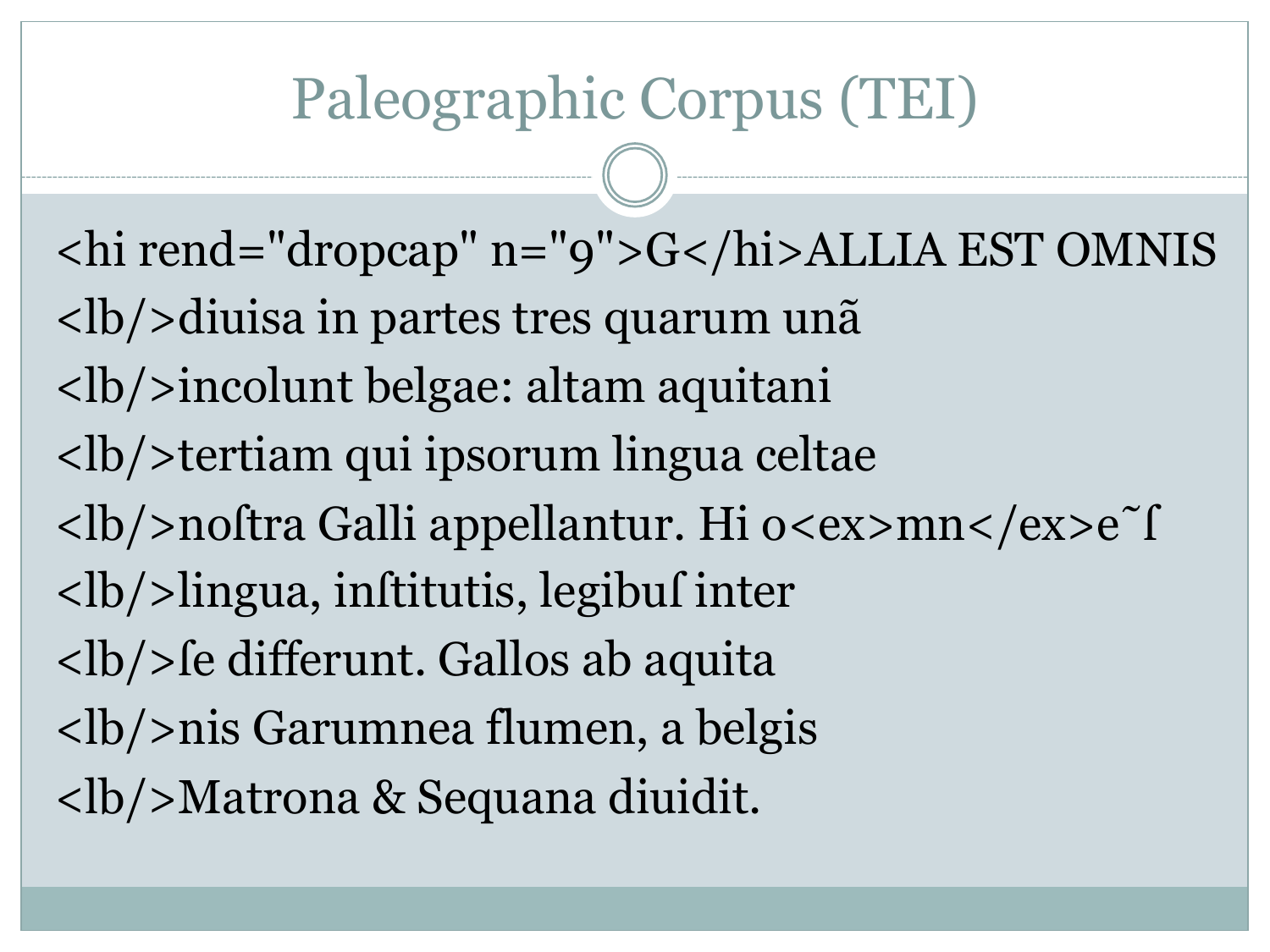# Paleographic Corpus (TEI)

```
<hi rend="dropcap" n="9">G</hi>ALLIA EST OMNIS
<lb/>diuisa in partes tres quarum unã
<lb/>incolunt belgae: altam aquitani
<lb/>tertiam qui ipsorum lingua celtae
<lb/>noſtra Galli appellantur. Hi o<ex>mn</ex>e˜ſ
<lb/>lingua, inſtitutis, legibuſ inter
<lb/>ſe differunt. Gallos ab aquita
<lb/>nis Garumnea flumen, a belgis
<lb/>Matrona & Sequana diuidit.
```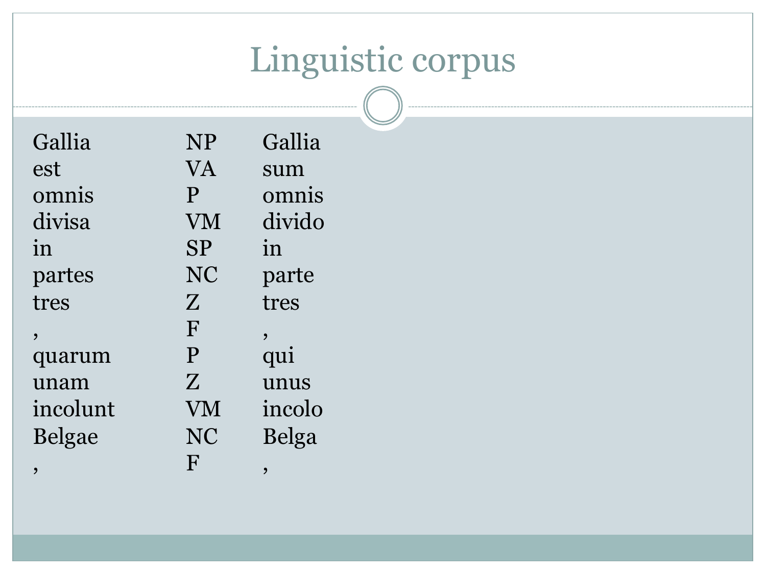# Linguistic corpus

| | | |
|---|---|---|
| Gallia | NP | Gallia |
| est | VA | sum |
| omnis | P | omnis |
| divisa | VM | divido |
| in | SP | in |
| partes | NC | parte |
| tres | Z | tres |
| , | F | , |
| quarum | P | qui |
| unam | Z | unus |
| incolunt | VM | incolo |
| Belgae | NC | Belga |
| , | F | , |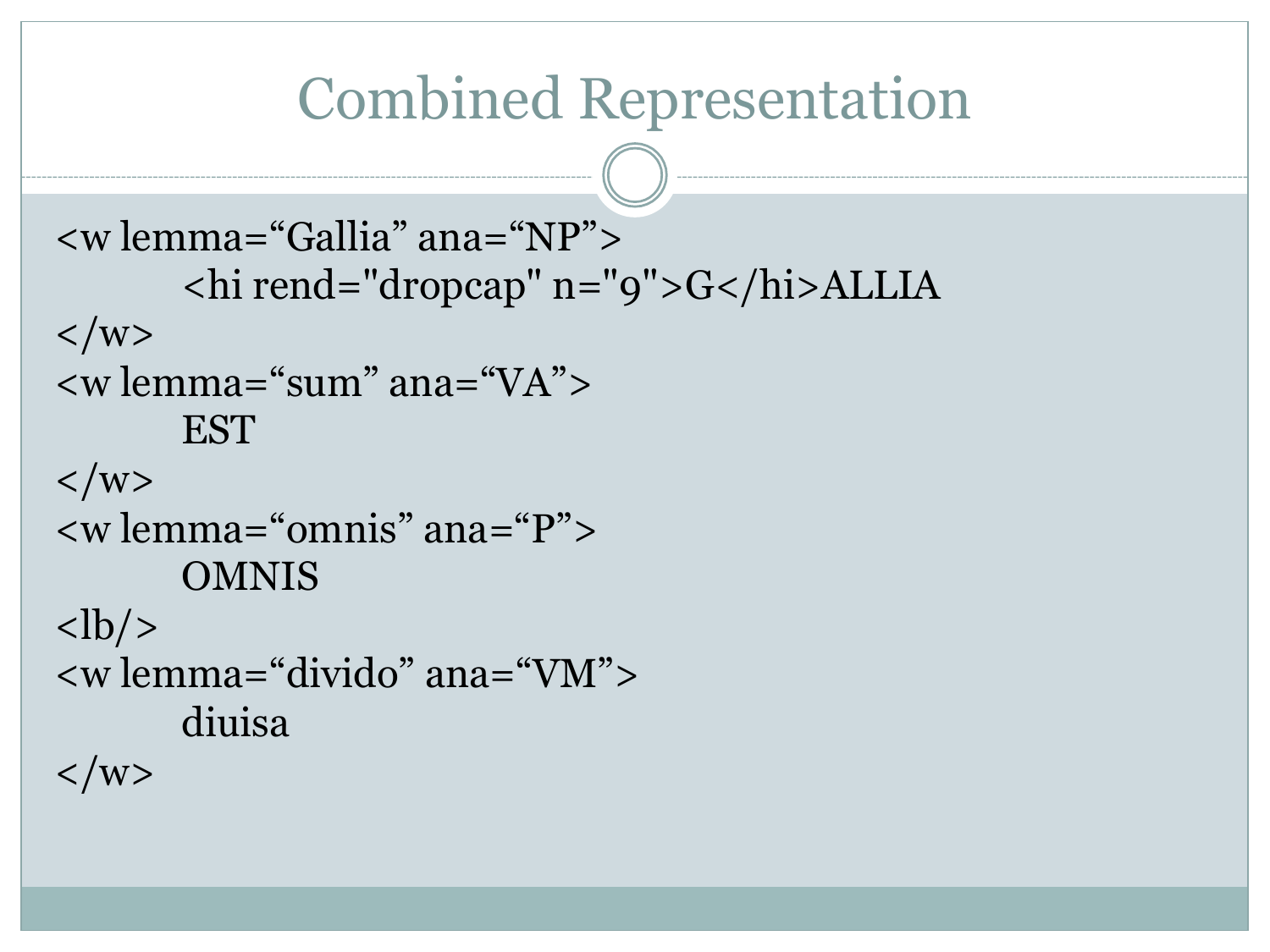# Combined Representation

```
<w lemma="Gallia" ana="NP">
        <hi rend="dropcap" n="9">G</hi>ALLIA
</w>
<w lemma="sum" ana="VA">
        EST
</w>
<w lemma="omnis" ana="P">
        OMNIS
<lb/>
<w lemma="divido" ana="VM">
        diuisa
</w>
```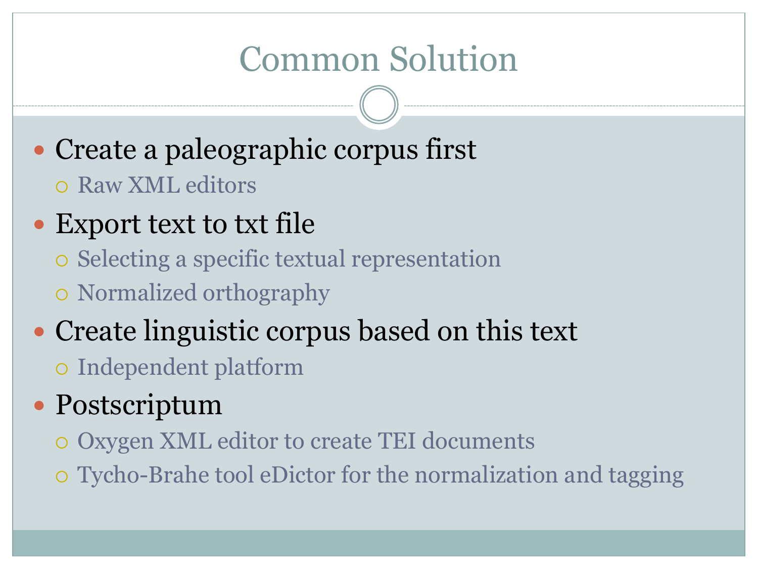# Common Solution

- Create a paleographic corpus first
  - Raw XML editors
- Export text to txt file
  - Selecting a specific textual representation
  - Normalized orthography
- Create linguistic corpus based on this text
  - Independent platform
- Postscriptum
  - Oxygen XML editor to create TEI documents
  - Tycho-Brahe tool eDictor for the normalization and tagging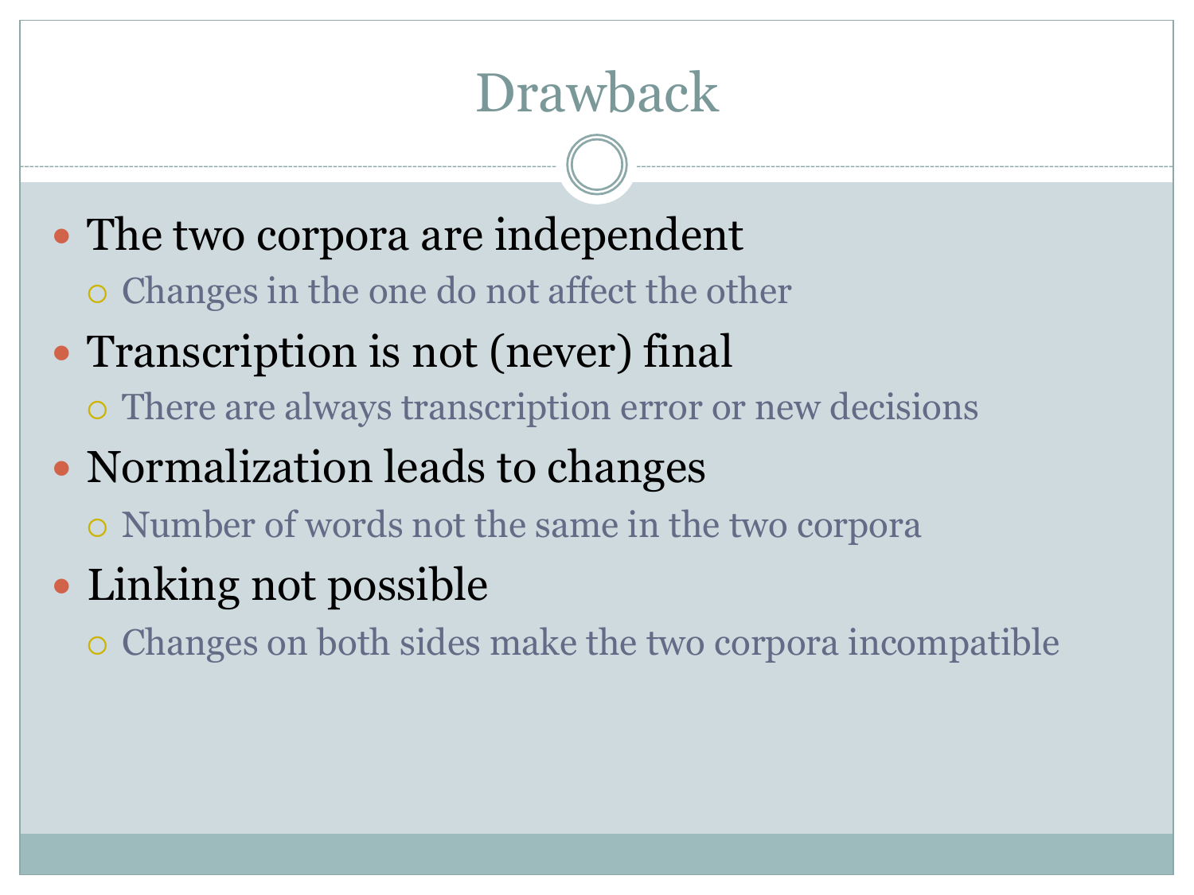# Drawback

- The two corpora are independent
  - Changes in the one do not affect the other
- Transcription is not (never) final
  - There are always transcription error or new decisions
- Normalization leads to changes
  - Number of words not the same in the two corpora
- Linking not possible
  - Changes on both sides make the two corpora incompatible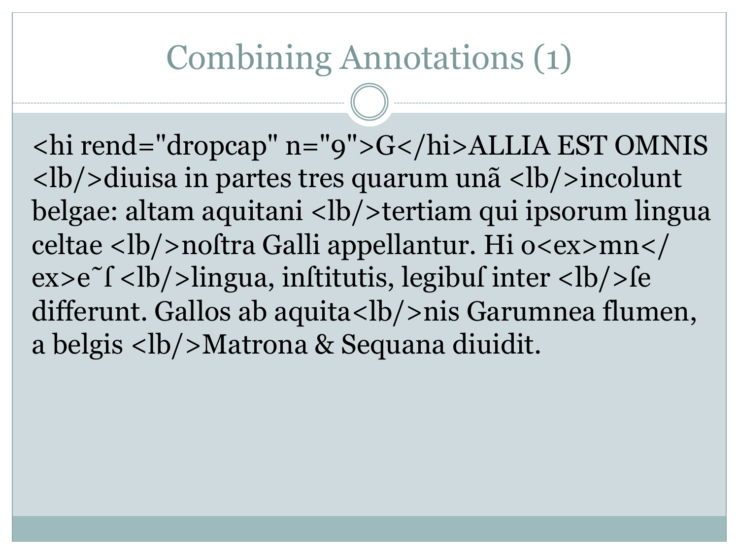# Combining Annotations (1)

<hi rend="dropcap" n="9">G</hi>ALLIA EST OMNIS <lb/>diuisa in partes tres quarum unã <lb/>incolunt belgae: altam aquitani <lb/>tertiam qui ipsorum lingua celtae <lb/>noſtra Galli appellantur. Hi o<ex>mn</ex>e˜ſ <lb/>lingua, inſtitutis, legibuſ inter <lb/>ſe differunt. Gallos ab aquita<lb/>nis Garumnea flumen, a belgis <lb/>Matrona & Sequana diuidit.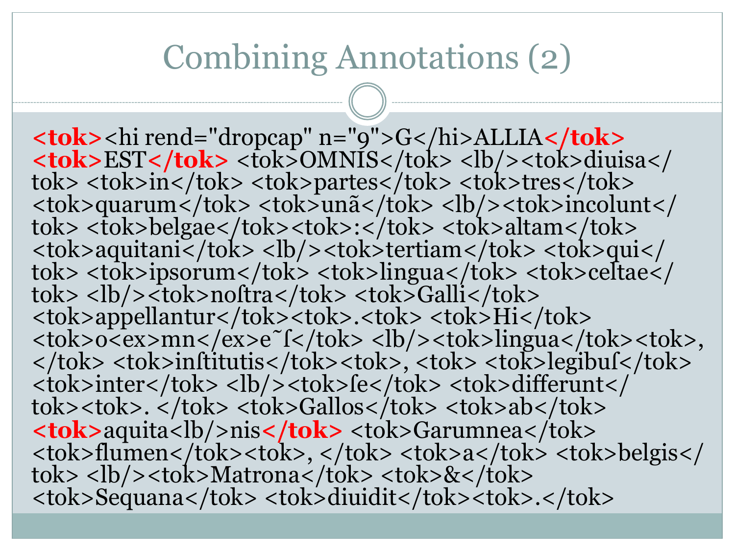# Combining Annotations (2)

```
<tok><hi rend="dropcap" n="9">G</hi>ALLIA</tok>
<tok>EST</tok> <tok>OMNIS</tok> <lb/><tok>diuisa</
tok> <tok>in</tok> <tok>partes</tok> <tok>tres</tok>
<tok>quarum</tok> <tok>unã</tok> <lb/><tok>incolunt</
tok> <tok>belgae</tok><tok>:</tok> <tok>altam</tok>
<tok>aquitani</tok> <lb/><tok>tertiam</tok> <tok>qui</
tok> <tok>ipsorum</tok> <tok>lingua</tok> <tok>celtae</
tok> <lb/><tok>noſtra</tok> <tok>Galli</tok>
<tok>appellantur</tok><tok>.<tok> <tok>Hi</tok>
<tok>o<ex>mn</ex>e˜ſ</tok> <lb/><tok>lingua</tok><tok>,
</tok> <tok>inſtitutis</tok><tok>, <tok> <tok>legibuſ</tok>
<tok>inter</tok> <lb/><tok>ſe</tok> <tok>differunt</
tok><tok>. </tok> <tok>Gallos</tok> <tok>ab</tok>
<tok>aquita<lb/>nis</tok> <tok>Garumnea</tok>
<tok>flumen</tok><tok>, </tok> <tok>a</tok> <tok>belgis</
tok> <lb/><tok>Matrona</tok> <tok>&</tok>
<tok>Sequana</tok> <tok>diuidit</tok><tok>.</tok>
```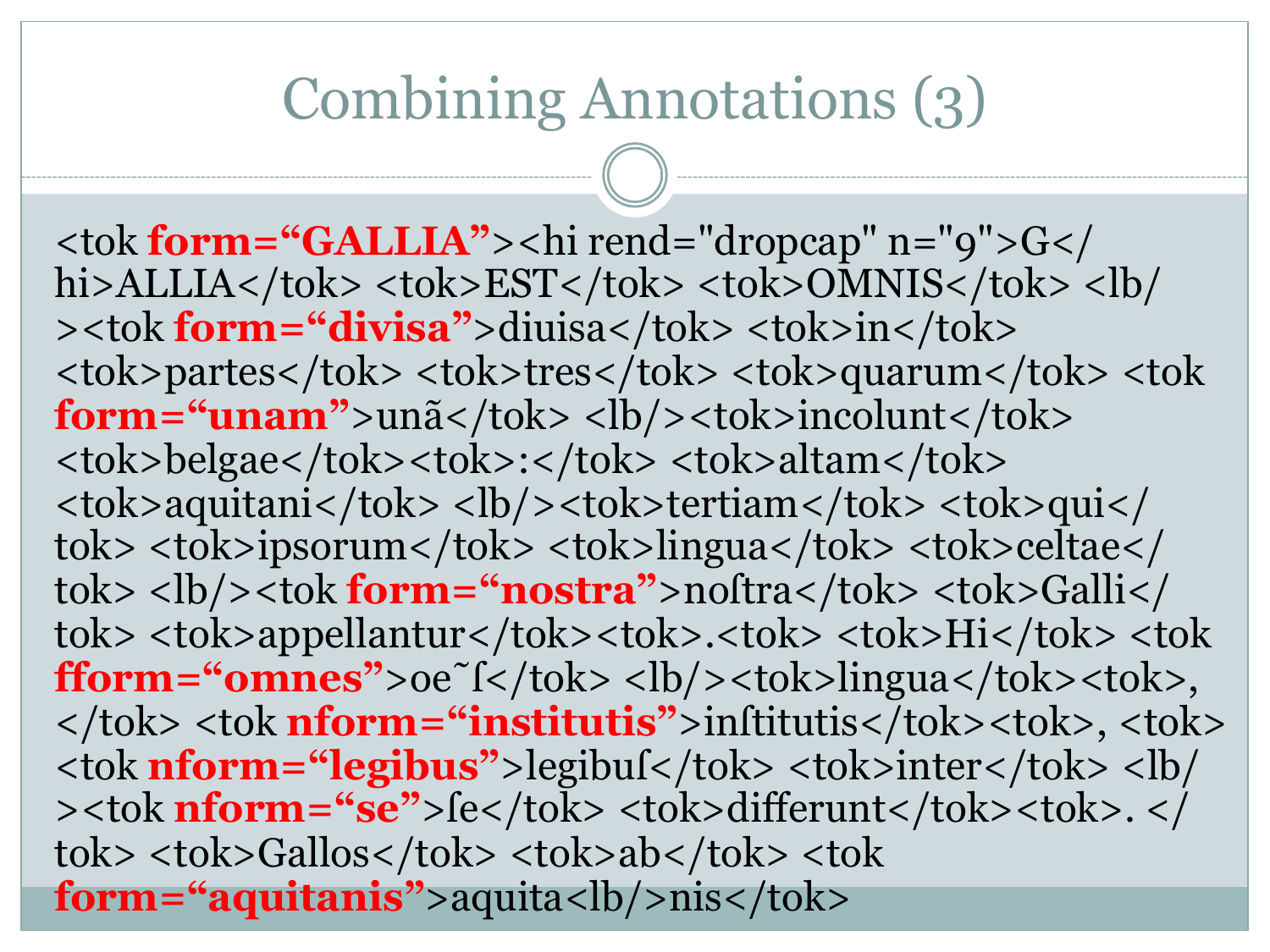# Combining Annotations (3)

<tok **form=“GALLIA”**><hi rend="dropcap" n="9">G</hi>ALLIA</tok> <tok>EST</tok> <tok>OMNIS</tok> <lb/><tok **form=“divisa”**>diuisa</tok> <tok>in</tok> <tok>partes</tok> <tok>tres</tok> <tok>quarum</tok> <tok **form=“unam”**>unã</tok> <lb/><tok>incolunt</tok> <tok>belgae</tok><tok>:</tok> <tok>altam</tok> <tok>aquitani</tok> <lb/><tok>tertiam</tok> <tok>qui</tok> <tok>ipsorum</tok> <tok>lingua</tok> <tok>celtae</tok> <lb/><tok **form=“nostra”**>noſtra</tok> <tok>Galli</tok> <tok>appellantur</tok><tok>.<tok> <tok>Hi</tok> <tok **fform=“omnes”**>oe˜ſ</tok> <lb/><tok>lingua</tok><tok>,</tok> <tok **nform=“institutis”**>inſtitutis</tok><tok>, <tok> <tok **nform=“legibus”**>legibuſ</tok> <tok>inter</tok> <lb/><tok **nform=“se”**>ſe</tok> <tok>differunt</tok><tok>. </tok> <tok>Gallos</tok> <tok>ab</tok> <tok **form=“aquitanis”**>aquita<lb/>nis</tok>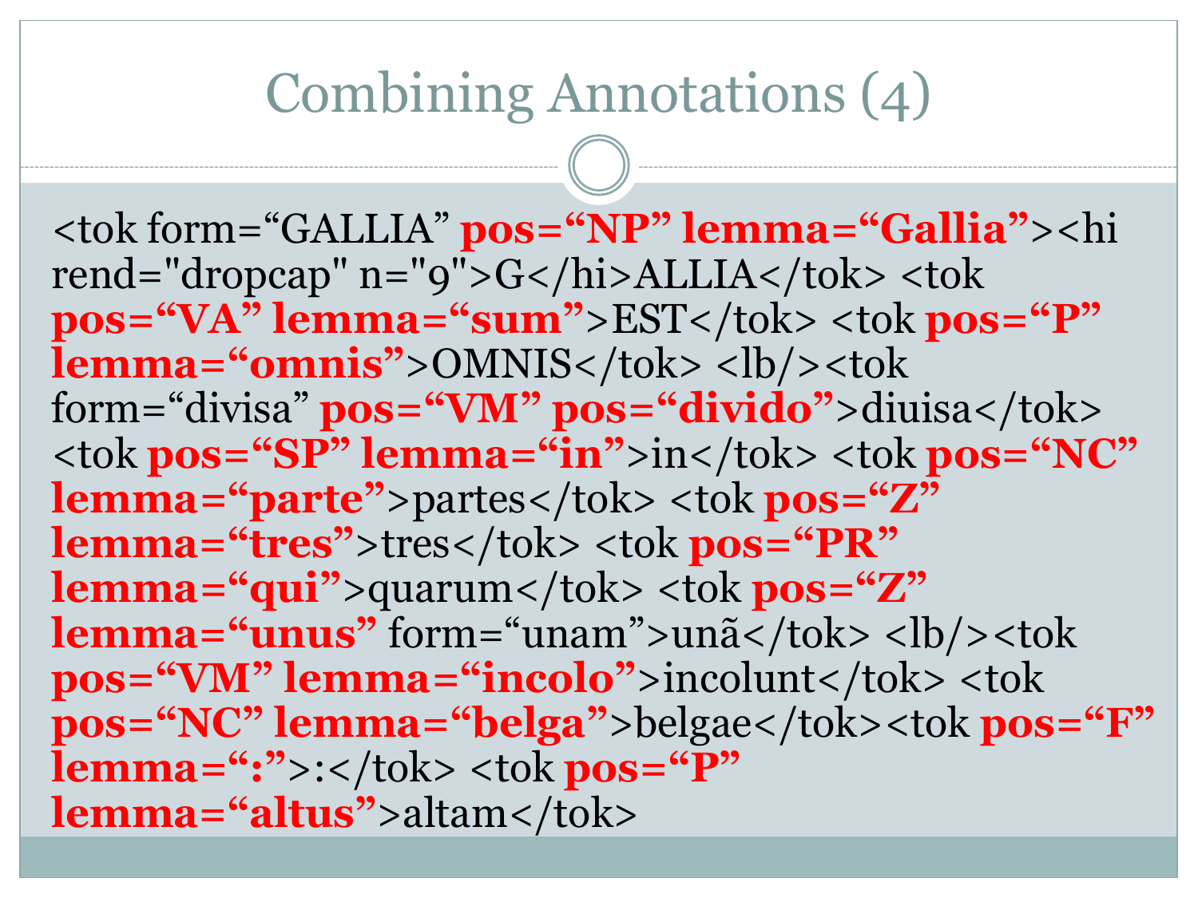# Combining Annotations (4)

<tok form="GALLIA" **pos="NP" lemma="Gallia"**><hi rend="dropcap" n="9">G</hi>ALLIA</tok> <tok **pos="VA" lemma="sum"**>EST</tok> <tok **pos="P" lemma="omnis"**>OMNIS</tok> <lb/><tok form="divisa" **pos="VM" pos="divido"**>diuisa</tok> <tok **pos="SP" lemma="in"**>in</tok> <tok **pos="NC" lemma="parte"**>partes</tok> <tok **pos="Z" lemma="tres"**>tres</tok> <tok **pos="PR" lemma="qui"**>quarum</tok> <tok **pos="Z" lemma="unus"** form="unam">unã</tok> <lb/><tok **pos="VM" lemma="incolo"**>incolunt</tok> <tok **pos="NC" lemma="belga"**>belgae</tok><tok **pos="F" lemma=":"**>:</tok> <tok **pos="P" lemma="altus"**>altam</tok>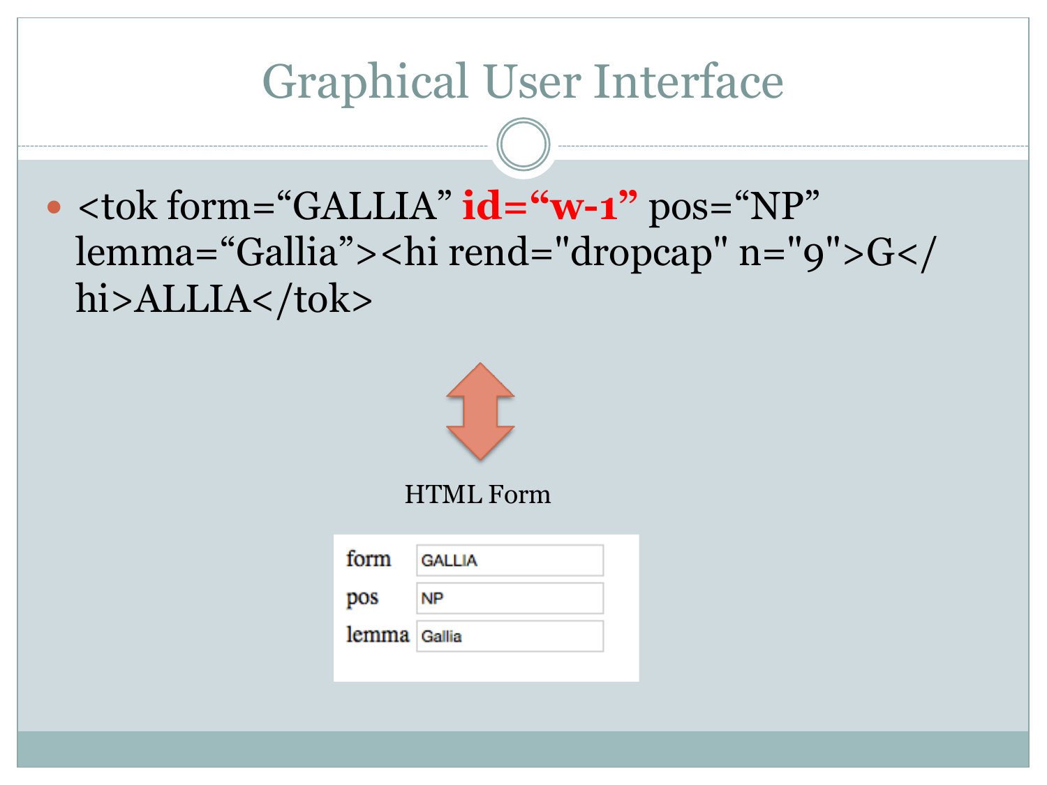# Graphical User Interface

- <tok form=“GALLIA” **id=“w-1”** pos=“NP” lemma=“Gallia”><hi rend="dropcap" n="9">G</hi>ALLIA</tok>

HTML Form

| form | GALLIA |
|---|---|
| pos | NP |
| lemma | Gallia |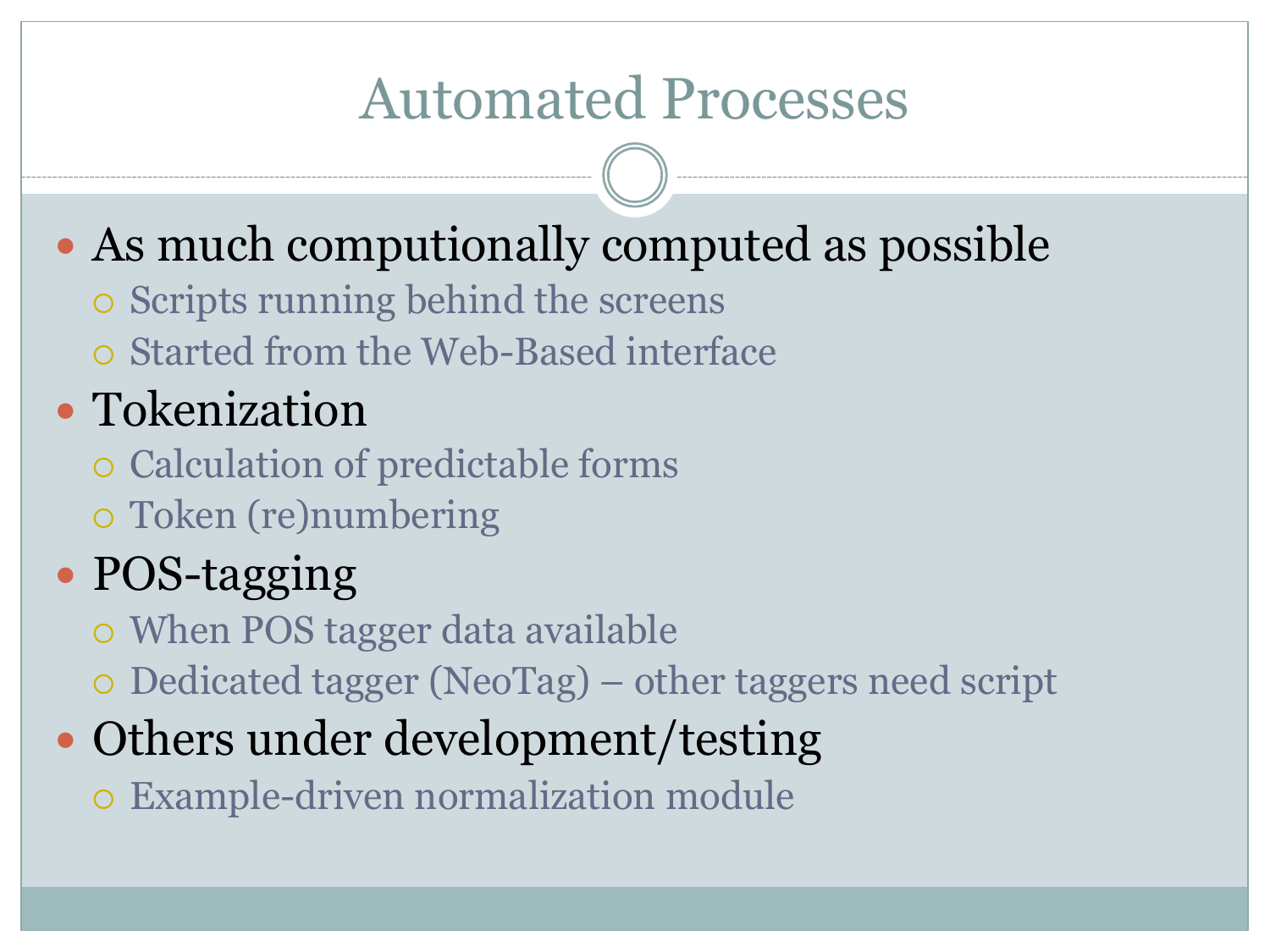# Automated Processes

- As much computionally computed as possible
  - Scripts running behind the screens
  - Started from the Web-Based interface
- Tokenization
  - Calculation of predictable forms
  - Token (re)numbering
- POS-tagging
  - When POS tagger data available
  - Dedicated tagger (NeoTag) – other taggers need script
- Others under development/testing
  - Example-driven normalization module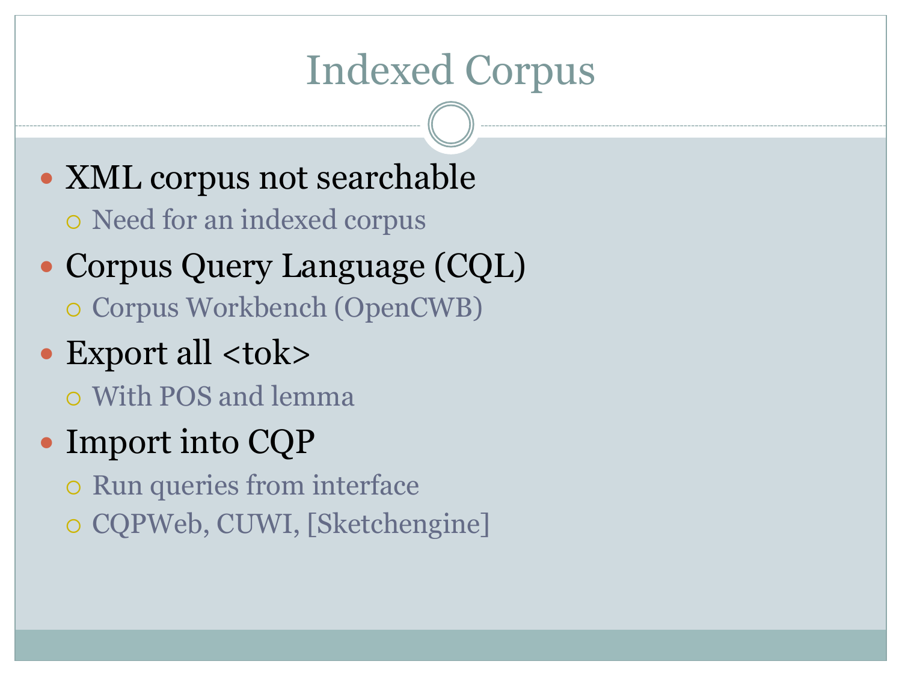# Indexed Corpus

- XML corpus not searchable
  - Need for an indexed corpus
- Corpus Query Language (CQL)
  - Corpus Workbench (OpenCWB)
- Export all <tok>
  - With POS and lemma
- Import into CQP
  - Run queries from interface
  - CQPWeb, CUWI, [Sketchengine]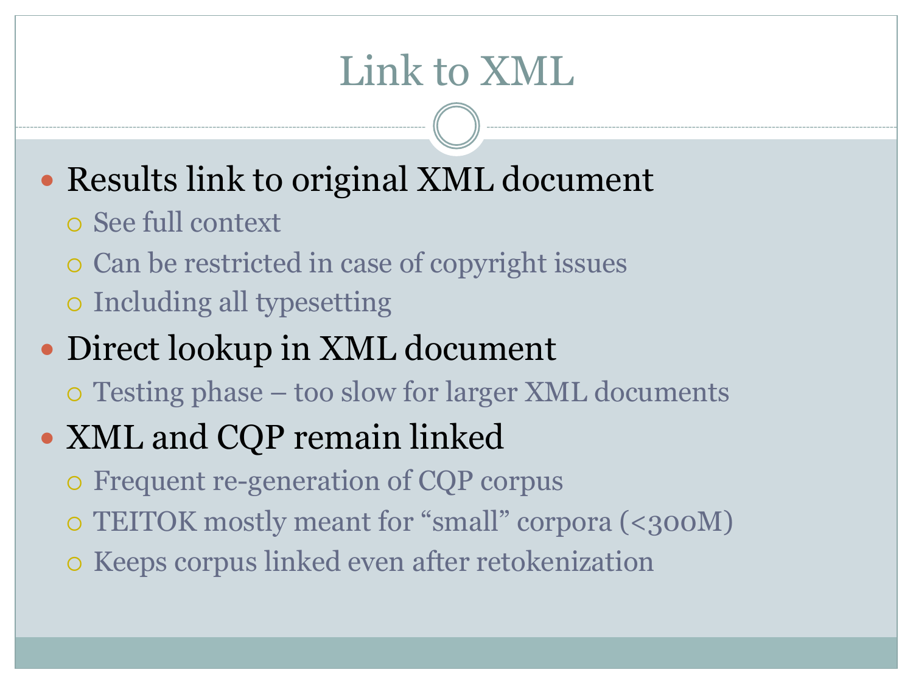# Link to XML

- Results link to original XML document
  - See full context
  - Can be restricted in case of copyright issues
  - Including all typesetting
- Direct lookup in XML document
  - Testing phase – too slow for larger XML documents
- XML and CQP remain linked
  - Frequent re-generation of CQP corpus
  - TEITOK mostly meant for “small” corpora (<300M)
  - Keeps corpus linked even after retokenization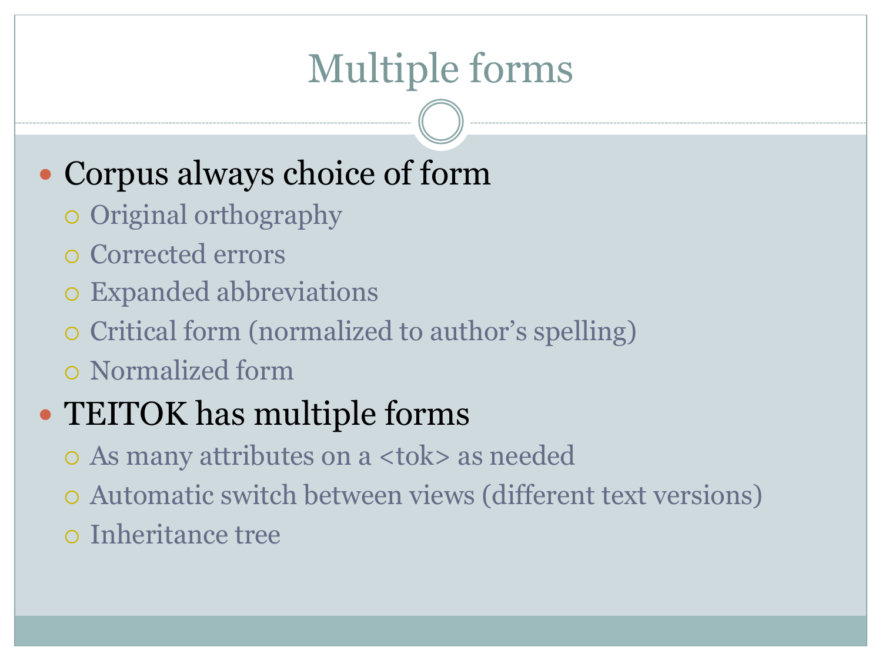# Multiple forms

- Corpus always choice of form
  - Original orthography
  - Corrected errors
  - Expanded abbreviations
  - Critical form (normalized to author's spelling)
  - Normalized form
- TEITOK has multiple forms
  - As many attributes on a <tok> as needed
  - Automatic switch between views (different text versions)
  - Inheritance tree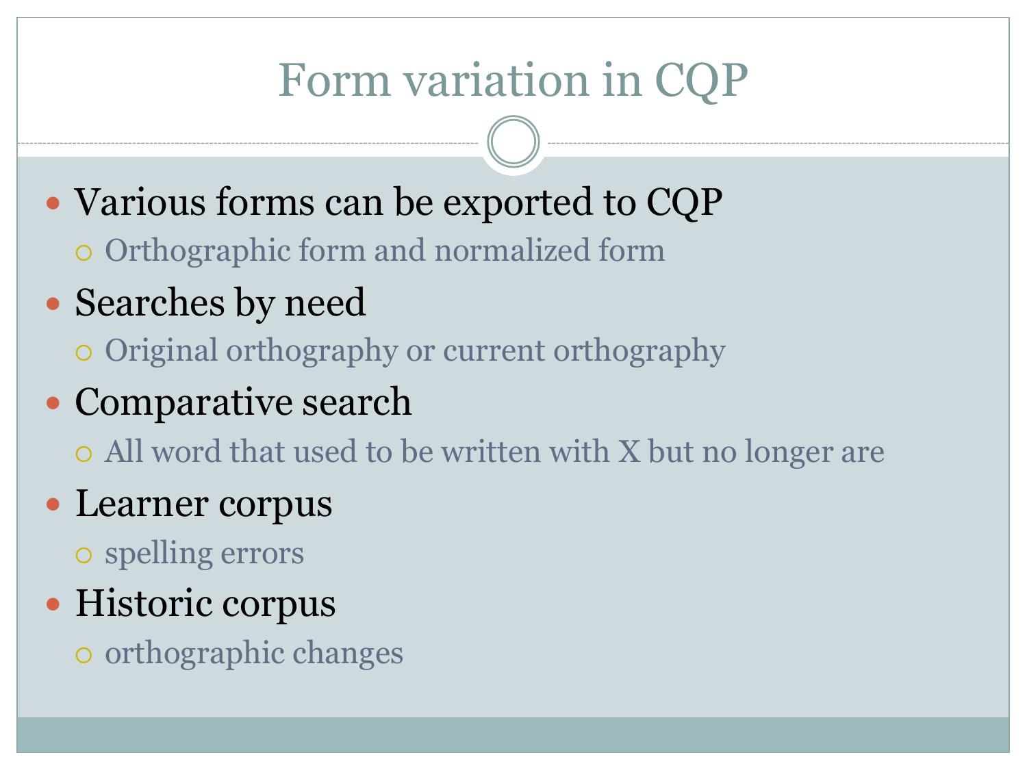# Form variation in CQP

- Various forms can be exported to CQP
  - Orthographic form and normalized form
- Searches by need
  - Original orthography or current orthography
- Comparative search
  - All word that used to be written with X but no longer are
- Learner corpus
  - spelling errors
- Historic corpus
  - orthographic changes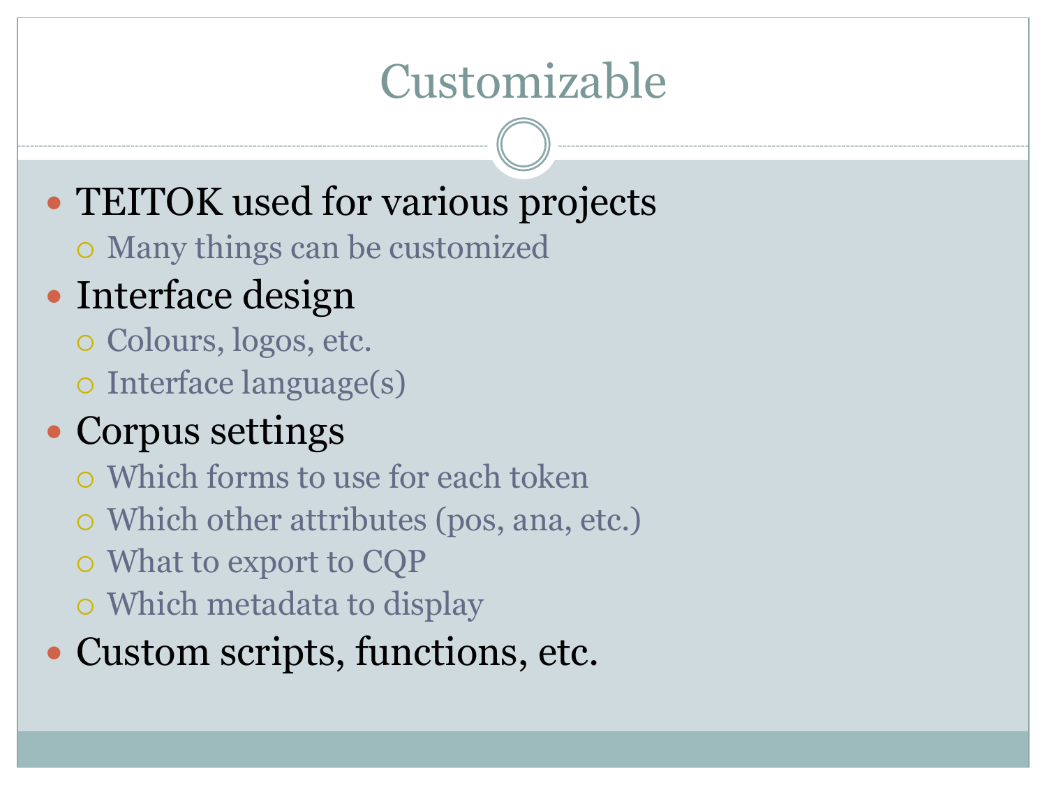# Customizable

- TEITOK used for various projects
  - Many things can be customized
- Interface design
  - Colours, logos, etc.
  - Interface language(s)
- Corpus settings
  - Which forms to use for each token
  - Which other attributes (pos, ana, etc.)
  - What to export to CQP
  - Which metadata to display
- Custom scripts, functions, etc.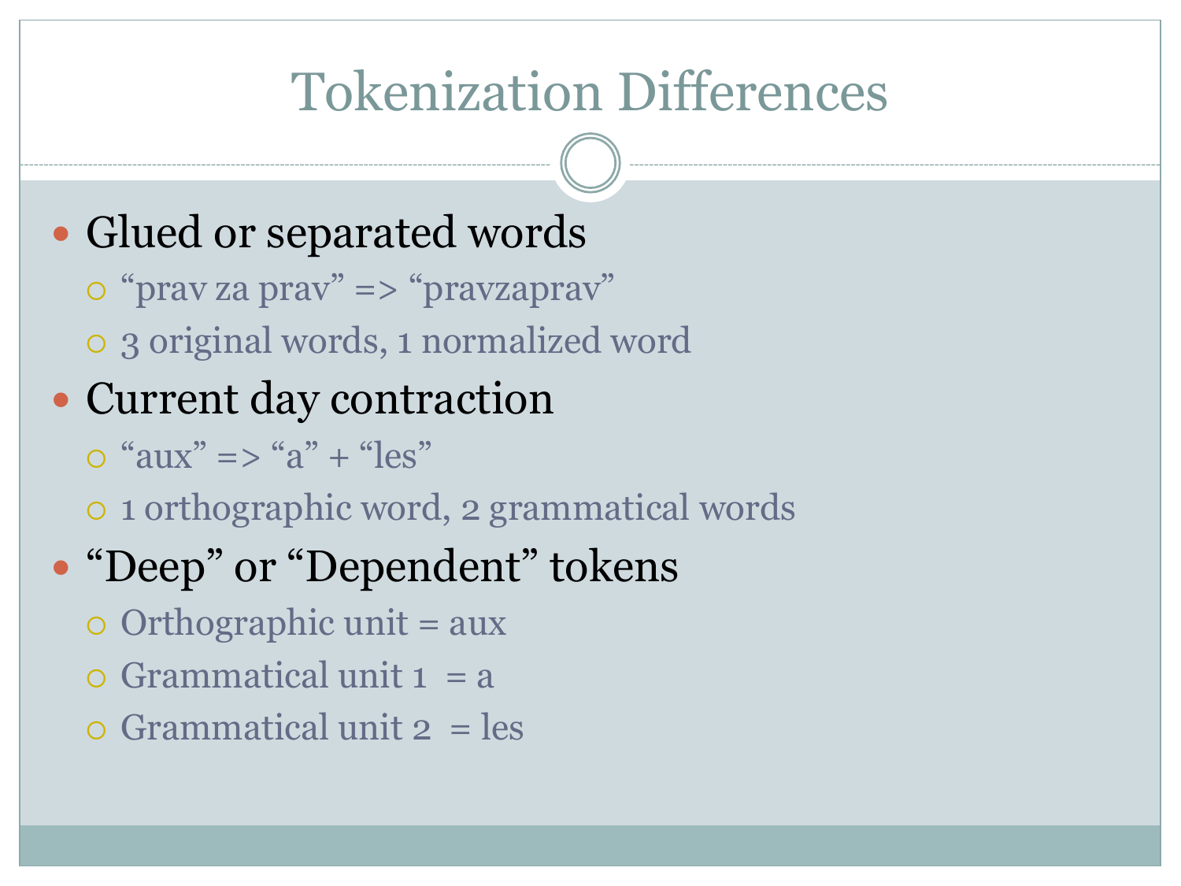# Tokenization Differences

- Glued or separated words
  - “prav za prav” => “pravzaprav”
  - 3 original words, 1 normalized word
- Current day contraction
  - “aux” => “a” + “les”
  - 1 orthographic word, 2 grammatical words
- “Deep” or “Dependent” tokens
  - Orthographic unit = aux
  - Grammatical unit 1 = a
  - Grammatical unit 2 = les